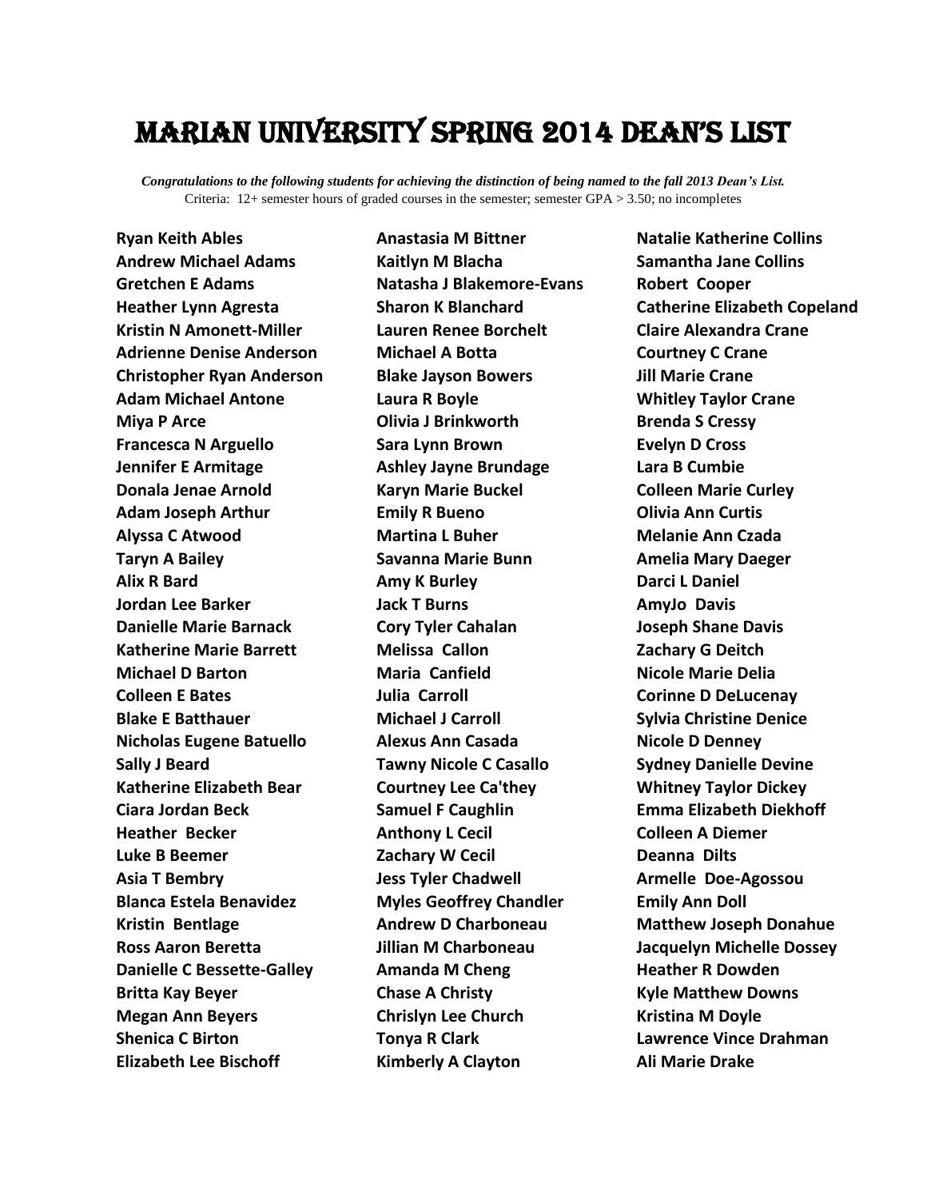# Marian University Spring 2014 Dean's List

***Congratulations to the following students for achieving the distinction of being named to the fall 2013 Dean's List.***
Criteria: 12+ semester hours of graded courses in the semester; semester GPA > 3.50; no incompletes

**Ryan Keith Ables**
**Andrew Michael Adams**
**Gretchen E Adams**
**Heather Lynn Agresta**
**Kristin N Amonett-Miller**
**Adrienne Denise Anderson**
**Christopher Ryan Anderson**
**Adam Michael Antone**
**Miya P Arce**
**Francesca N Arguello**
**Jennifer E Armitage**
**Donala Jenae Arnold**
**Adam Joseph Arthur**
**Alyssa C Atwood**
**Taryn A Bailey**
**Alix R Bard**
**Jordan Lee Barker**
**Danielle Marie Barnack**
**Katherine Marie Barrett**
**Michael D Barton**
**Colleen E Bates**
**Blake E Batthauer**
**Nicholas Eugene Batuello**
**Sally J Beard**
**Katherine Elizabeth Bear**
**Ciara Jordan Beck**
**Heather Becker**
**Luke B Beemer**
**Asia T Bembry**
**Blanca Estela Benavidez**
**Kristin Bentlage**
**Ross Aaron Beretta**
**Danielle C Bessette-Galley**
**Britta Kay Beyer**
**Megan Ann Beyers**
**Shenica C Birton**
**Elizabeth Lee Bischoff**
**Anastasia M Bittner**
**Kaitlyn M Blacha**
**Natasha J Blakemore-Evans**
**Sharon K Blanchard**
**Lauren Renee Borchelt**
**Michael A Botta**
**Blake Jayson Bowers**
**Laura R Boyle**
**Olivia J Brinkworth**
**Sara Lynn Brown**
**Ashley Jayne Brundage**
**Karyn Marie Buckel**
**Emily R Bueno**
**Martina L Buher**
**Savanna Marie Bunn**
**Amy K Burley**
**Jack T Burns**
**Cory Tyler Cahalan**
**Melissa Callon**
**Maria Canfield**
**Julia Carroll**
**Michael J Carroll**
**Alexus Ann Casada**
**Tawny Nicole C Casallo**
**Courtney Lee Ca'they**
**Samuel F Caughlin**
**Anthony L Cecil**
**Zachary W Cecil**
**Jess Tyler Chadwell**
**Myles Geoffrey Chandler**
**Andrew D Charboneau**
**Jillian M Charboneau**
**Amanda M Cheng**
**Chase A Christy**
**Chrislyn Lee Church**
**Tonya R Clark**
**Kimberly A Clayton**
**Natalie Katherine Collins**
**Samantha Jane Collins**
**Robert Cooper**
**Catherine Elizabeth Copeland**
**Claire Alexandra Crane**
**Courtney C Crane**
**Jill Marie Crane**
**Whitley Taylor Crane**
**Brenda S Cressy**
**Evelyn D Cross**
**Lara B Cumbie**
**Colleen Marie Curley**
**Olivia Ann Curtis**
**Melanie Ann Czada**
**Amelia Mary Daeger**
**Darci L Daniel**
**AmyJo Davis**
**Joseph Shane Davis**
**Zachary G Deitch**
**Nicole Marie Delia**
**Corinne D DeLucenay**
**Sylvia Christine Denice**
**Nicole D Denney**
**Sydney Danielle Devine**
**Whitney Taylor Dickey**
**Emma Elizabeth Diekhoff**
**Colleen A Diemer**
**Deanna Dilts**
**Armelle Doe-Agossou**
**Emily Ann Doll**
**Matthew Joseph Donahue**
**Jacquelyn Michelle Dossey**
**Heather R Dowden**
**Kyle Matthew Downs**
**Kristina M Doyle**
**Lawrence Vince Drahman**
**Ali Marie Drake**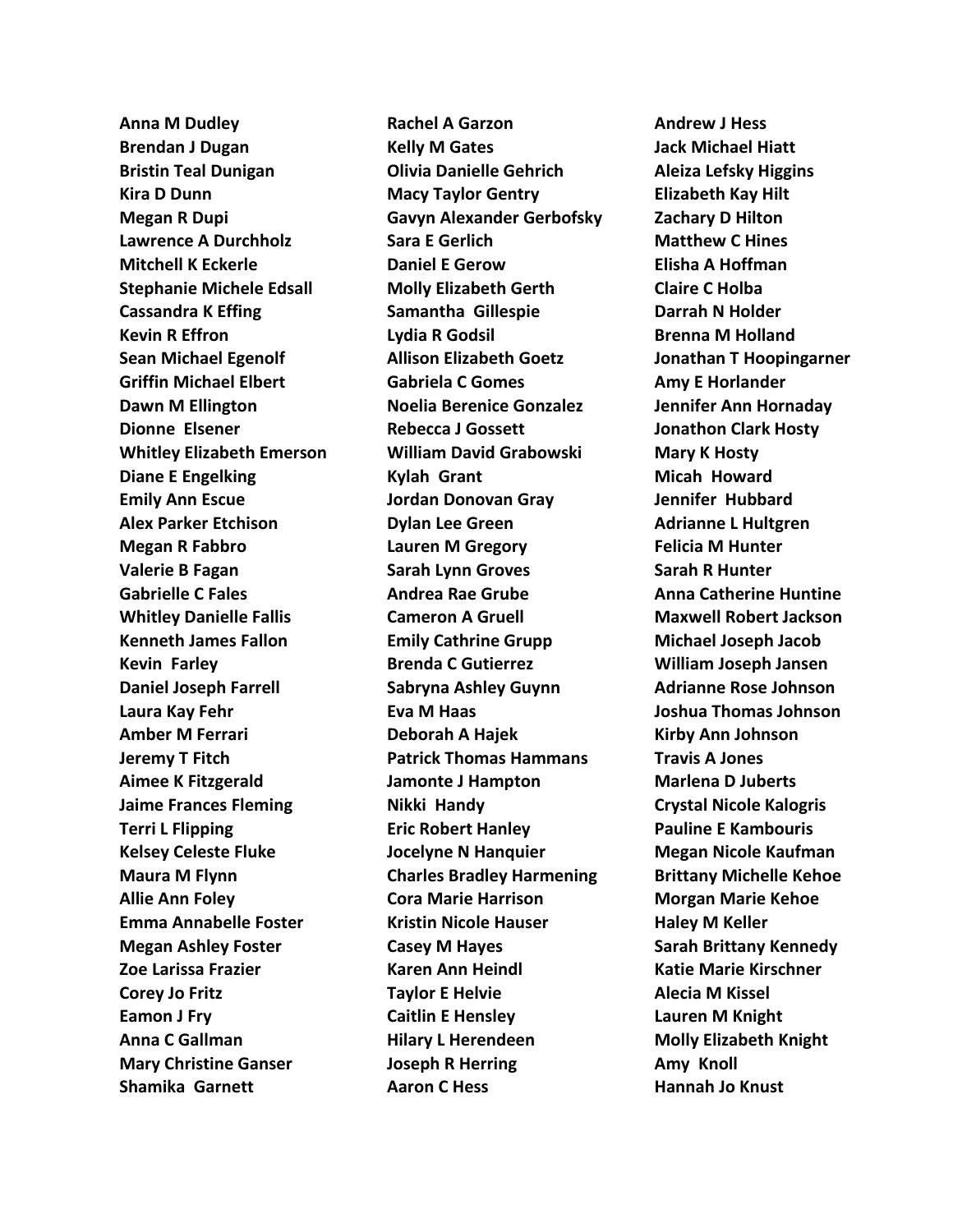**Anna M Dudley**
**Brendan J Dugan**
**Bristin Teal Dunigan**
**Kira D Dunn**
**Megan R Dupi**
**Lawrence A Durchholz**
**Mitchell K Eckerle**
**Stephanie Michele Edsall**
**Cassandra K Effing**
**Kevin R Effron**
**Sean Michael Egenolf**
**Griffin Michael Elbert**
**Dawn M Ellington**
**Dionne Elsener**
**Whitley Elizabeth Emerson**
**Diane E Engelking**
**Emily Ann Escue**
**Alex Parker Etchison**
**Megan R Fabbro**
**Valerie B Fagan**
**Gabrielle C Fales**
**Whitley Danielle Fallis**
**Kenneth James Fallon**
**Kevin Farley**
**Daniel Joseph Farrell**
**Laura Kay Fehr**
**Amber M Ferrari**
**Jeremy T Fitch**
**Aimee K Fitzgerald**
**Jaime Frances Fleming**
**Terri L Flipping**
**Kelsey Celeste Fluke**
**Maura M Flynn**
**Allie Ann Foley**
**Emma Annabelle Foster**
**Megan Ashley Foster**
**Zoe Larissa Frazier**
**Corey Jo Fritz**
**Eamon J Fry**
**Anna C Gallman**
**Mary Christine Ganser**
**Shamika Garnett**
**Rachel A Garzon**
**Kelly M Gates**
**Olivia Danielle Gehrich**
**Macy Taylor Gentry**
**Gavyn Alexander Gerbofsky**
**Sara E Gerlich**
**Daniel E Gerow**
**Molly Elizabeth Gerth**
**Samantha Gillespie**
**Lydia R Godsil**
**Allison Elizabeth Goetz**
**Gabriela C Gomes**
**Noelia Berenice Gonzalez**
**Rebecca J Gossett**
**William David Grabowski**
**Kylah Grant**
**Jordan Donovan Gray**
**Dylan Lee Green**
**Lauren M Gregory**
**Sarah Lynn Groves**
**Andrea Rae Grube**
**Cameron A Gruell**
**Emily Cathrine Grupp**
**Brenda C Gutierrez**
**Sabryna Ashley Guynn**
**Eva M Haas**
**Deborah A Hajek**
**Patrick Thomas Hammans**
**Jamonte J Hampton**
**Nikki Handy**
**Eric Robert Hanley**
**Jocelyne N Hanquier**
**Charles Bradley Harmening**
**Cora Marie Harrison**
**Kristin Nicole Hauser**
**Casey M Hayes**
**Karen Ann Heindl**
**Taylor E Helvie**
**Caitlin E Hensley**
**Hilary L Herendeen**
**Joseph R Herring**
**Aaron C Hess**
**Andrew J Hess**
**Jack Michael Hiatt**
**Aleiza Lefsky Higgins**
**Elizabeth Kay Hilt**
**Zachary D Hilton**
**Matthew C Hines**
**Elisha A Hoffman**
**Claire C Holba**
**Darrah N Holder**
**Brenna M Holland**
**Jonathan T Hoopingarner**
**Amy E Horlander**
**Jennifer Ann Hornaday**
**Jonathon Clark Hosty**
**Mary K Hosty**
**Micah Howard**
**Jennifer Hubbard**
**Adrianne L Hultgren**
**Felicia M Hunter**
**Sarah R Hunter**
**Anna Catherine Huntine**
**Maxwell Robert Jackson**
**Michael Joseph Jacob**
**William Joseph Jansen**
**Adrianne Rose Johnson**
**Joshua Thomas Johnson**
**Kirby Ann Johnson**
**Travis A Jones**
**Marlena D Juberts**
**Crystal Nicole Kalogris**
**Pauline E Kambouris**
**Megan Nicole Kaufman**
**Brittany Michelle Kehoe**
**Morgan Marie Kehoe**
**Haley M Keller**
**Sarah Brittany Kennedy**
**Katie Marie Kirschner**
**Alecia M Kissel**
**Lauren M Knight**
**Molly Elizabeth Knight**
**Amy Knoll**
**Hannah Jo Knust**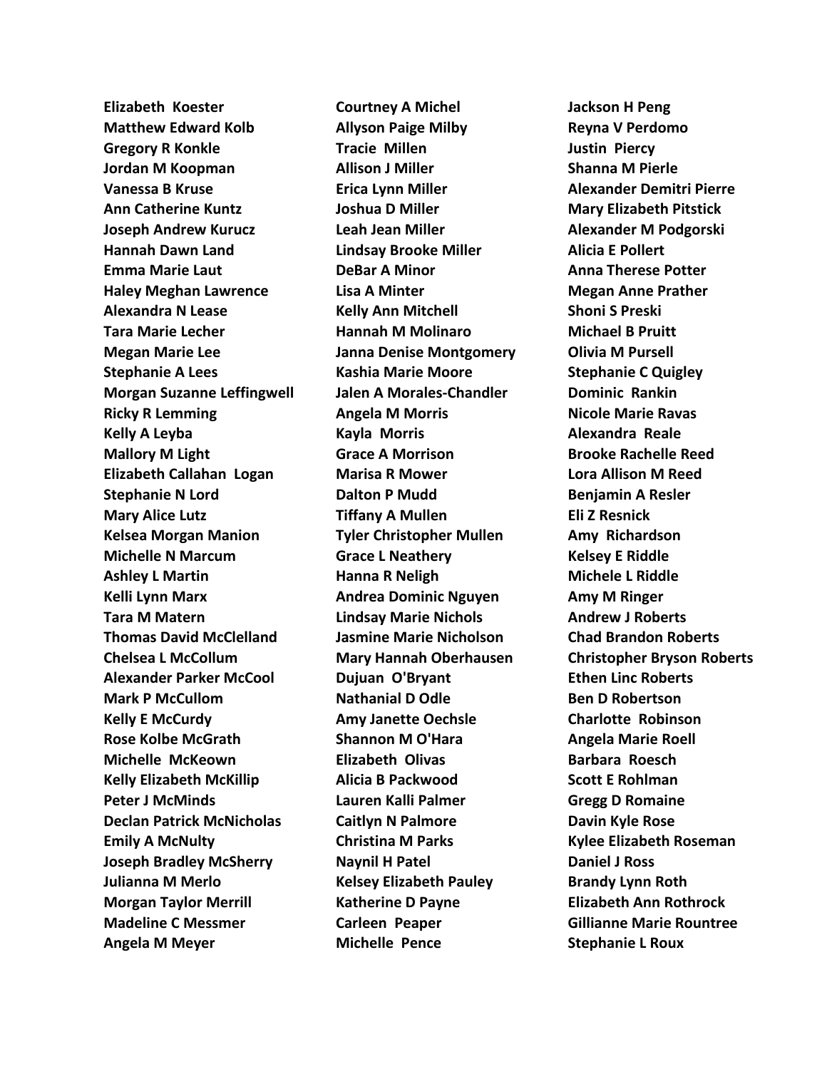**Elizabeth Koester**
**Matthew Edward Kolb**
**Gregory R Konkle**
**Jordan M Koopman**
**Vanessa B Kruse**
**Ann Catherine Kuntz**
**Joseph Andrew Kurucz**
**Hannah Dawn Land**
**Emma Marie Laut**
**Haley Meghan Lawrence**
**Alexandra N Lease**
**Tara Marie Lecher**
**Megan Marie Lee**
**Stephanie A Lees**
**Morgan Suzanne Leffingwell**
**Ricky R Lemming**
**Kelly A Leyba**
**Mallory M Light**
**Elizabeth Callahan Logan**
**Stephanie N Lord**
**Mary Alice Lutz**
**Kelsea Morgan Manion**
**Michelle N Marcum**
**Ashley L Martin**
**Kelli Lynn Marx**
**Tara M Matern**
**Thomas David McClelland**
**Chelsea L McCollum**
**Alexander Parker McCool**
**Mark P McCullom**
**Kelly E McCurdy**
**Rose Kolbe McGrath**
**Michelle McKeown**
**Kelly Elizabeth McKillip**
**Peter J McMinds**
**Declan Patrick McNicholas**
**Emily A McNulty**
**Joseph Bradley McSherry**
**Julianna M Merlo**
**Morgan Taylor Merrill**
**Madeline C Messmer**
**Angela M Meyer**
**Courtney A Michel**
**Allyson Paige Milby**
**Tracie Millen**
**Allison J Miller**
**Erica Lynn Miller**
**Joshua D Miller**
**Leah Jean Miller**
**Lindsay Brooke Miller**
**DeBar A Minor**
**Lisa A Minter**
**Kelly Ann Mitchell**
**Hannah M Molinaro**
**Janna Denise Montgomery**
**Kashia Marie Moore**
**Jalen A Morales-Chandler**
**Angela M Morris**
**Kayla Morris**
**Grace A Morrison**
**Marisa R Mower**
**Dalton P Mudd**
**Tiffany A Mullen**
**Tyler Christopher Mullen**
**Grace L Neathery**
**Hanna R Neligh**
**Andrea Dominic Nguyen**
**Lindsay Marie Nichols**
**Jasmine Marie Nicholson**
**Mary Hannah Oberhausen**
**Dujuan O'Bryant**
**Nathanial D Odle**
**Amy Janette Oechsle**
**Shannon M O'Hara**
**Elizabeth Olivas**
**Alicia B Packwood**
**Lauren Kalli Palmer**
**Caitlyn N Palmore**
**Christina M Parks**
**Naynil H Patel**
**Kelsey Elizabeth Pauley**
**Katherine D Payne**
**Carleen Peaper**
**Michelle Pence**
**Jackson H Peng**
**Reyna V Perdomo**
**Justin Piercy**
**Shanna M Pierle**
**Alexander Demitri Pierre**
**Mary Elizabeth Pitstick**
**Alexander M Podgorski**
**Alicia E Pollert**
**Anna Therese Potter**
**Megan Anne Prather**
**Shoni S Preski**
**Michael B Pruitt**
**Olivia M Pursell**
**Stephanie C Quigley**
**Dominic Rankin**
**Nicole Marie Ravas**
**Alexandra Reale**
**Brooke Rachelle Reed**
**Lora Allison M Reed**
**Benjamin A Resler**
**Eli Z Resnick**
**Amy Richardson**
**Kelsey E Riddle**
**Michele L Riddle**
**Amy M Ringer**
**Andrew J Roberts**
**Chad Brandon Roberts**
**Christopher Bryson Roberts**
**Ethen Linc Roberts**
**Ben D Robertson**
**Charlotte Robinson**
**Angela Marie Roell**
**Barbara Roesch**
**Scott E Rohlman**
**Gregg D Romaine**
**Davin Kyle Rose**
**Kylee Elizabeth Roseman**
**Daniel J Ross**
**Brandy Lynn Roth**
**Elizabeth Ann Rothrock**
**Gillianne Marie Rountree**
**Stephanie L Roux**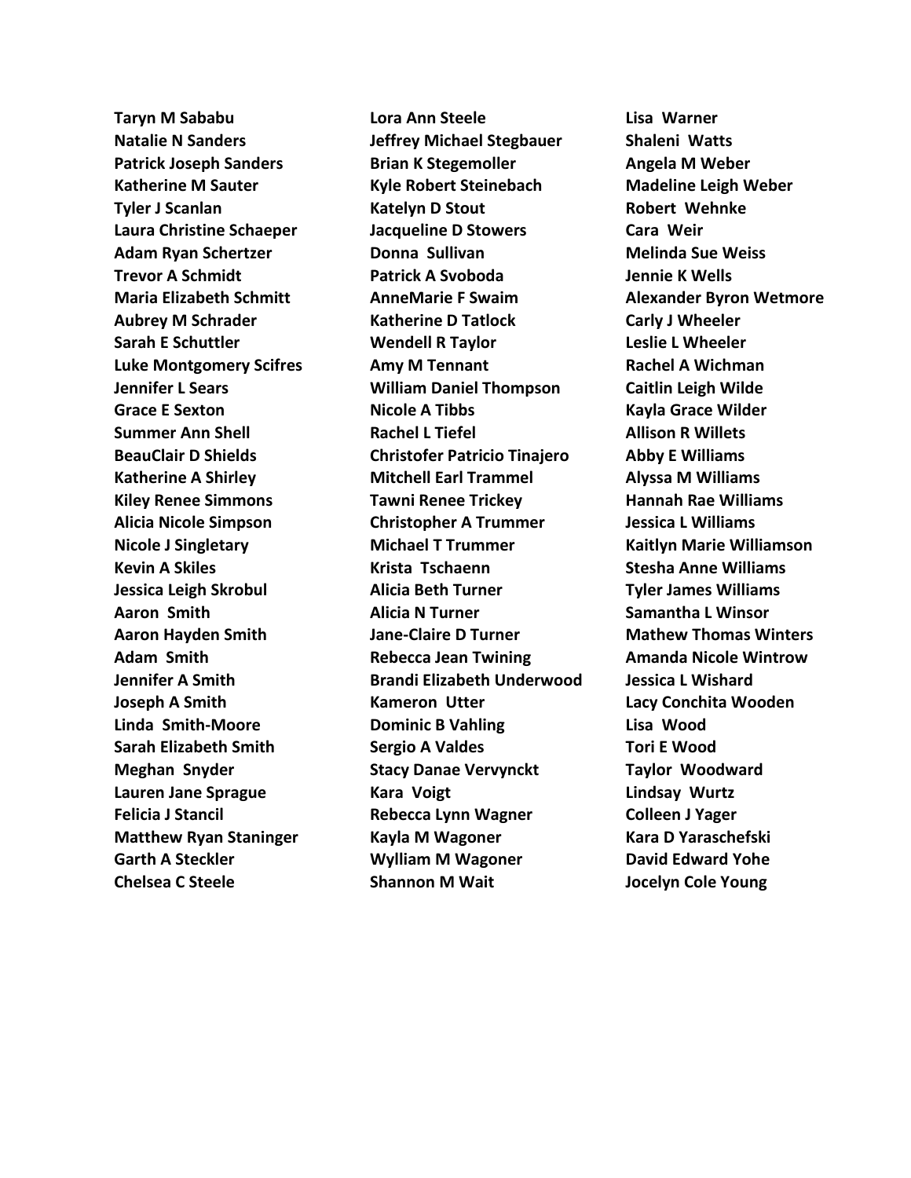**Taryn M Sababu**
**Natalie N Sanders**
**Patrick Joseph Sanders**
**Katherine M Sauter**
**Tyler J Scanlan**
**Laura Christine Schaeper**
**Adam Ryan Schertzer**
**Trevor A Schmidt**
**Maria Elizabeth Schmitt**
**Aubrey M Schrader**
**Sarah E Schuttler**
**Luke Montgomery Scifres**
**Jennifer L Sears**
**Grace E Sexton**
**Summer Ann Shell**
**BeauClair D Shields**
**Katherine A Shirley**
**Kiley Renee Simmons**
**Alicia Nicole Simpson**
**Nicole J Singletary**
**Kevin A Skiles**
**Jessica Leigh Skrobul**
**Aaron Smith**
**Aaron Hayden Smith**
**Adam Smith**
**Jennifer A Smith**
**Joseph A Smith**
**Linda Smith-Moore**
**Sarah Elizabeth Smith**
**Meghan Snyder**
**Lauren Jane Sprague**
**Felicia J Stancil**
**Matthew Ryan Staninger**
**Garth A Steckler**
**Chelsea C Steele**
**Lora Ann Steele**
**Jeffrey Michael Stegbauer**
**Brian K Stegemoller**
**Kyle Robert Steinebach**
**Katelyn D Stout**
**Jacqueline D Stowers**
**Donna Sullivan**
**Patrick A Svoboda**
**AnneMarie F Swaim**
**Katherine D Tatlock**
**Wendell R Taylor**
**Amy M Tennant**
**William Daniel Thompson**
**Nicole A Tibbs**
**Rachel L Tiefel**
**Christofer Patricio Tinajero**
**Mitchell Earl Trammel**
**Tawni Renee Trickey**
**Christopher A Trummer**
**Michael T Trummer**
**Krista Tschaenn**
**Alicia Beth Turner**
**Alicia N Turner**
**Jane-Claire D Turner**
**Rebecca Jean Twining**
**Brandi Elizabeth Underwood**
**Kameron Utter**
**Dominic B Vahling**
**Sergio A Valdes**
**Stacy Danae Vervynckt**
**Kara Voigt**
**Rebecca Lynn Wagner**
**Kayla M Wagoner**
**Wylliam M Wagoner**
**Shannon M Wait**
**Lisa Warner**
**Shaleni Watts**
**Angela M Weber**
**Madeline Leigh Weber**
**Robert Wehnke**
**Cara Weir**
**Melinda Sue Weiss**
**Jennie K Wells**
**Alexander Byron Wetmore**
**Carly J Wheeler**
**Leslie L Wheeler**
**Rachel A Wichman**
**Caitlin Leigh Wilde**
**Kayla Grace Wilder**
**Allison R Willets**
**Abby E Williams**
**Alyssa M Williams**
**Hannah Rae Williams**
**Jessica L Williams**
**Kaitlyn Marie Williamson**
**Stesha Anne Williams**
**Tyler James Williams**
**Samantha L Winsor**
**Mathew Thomas Winters**
**Amanda Nicole Wintrow**
**Jessica L Wishard**
**Lacy Conchita Wooden**
**Lisa Wood**
**Tori E Wood**
**Taylor Woodward**
**Lindsay Wurtz**
**Colleen J Yager**
**Kara D Yaraschefski**
**David Edward Yohe**
**Jocelyn Cole Young**